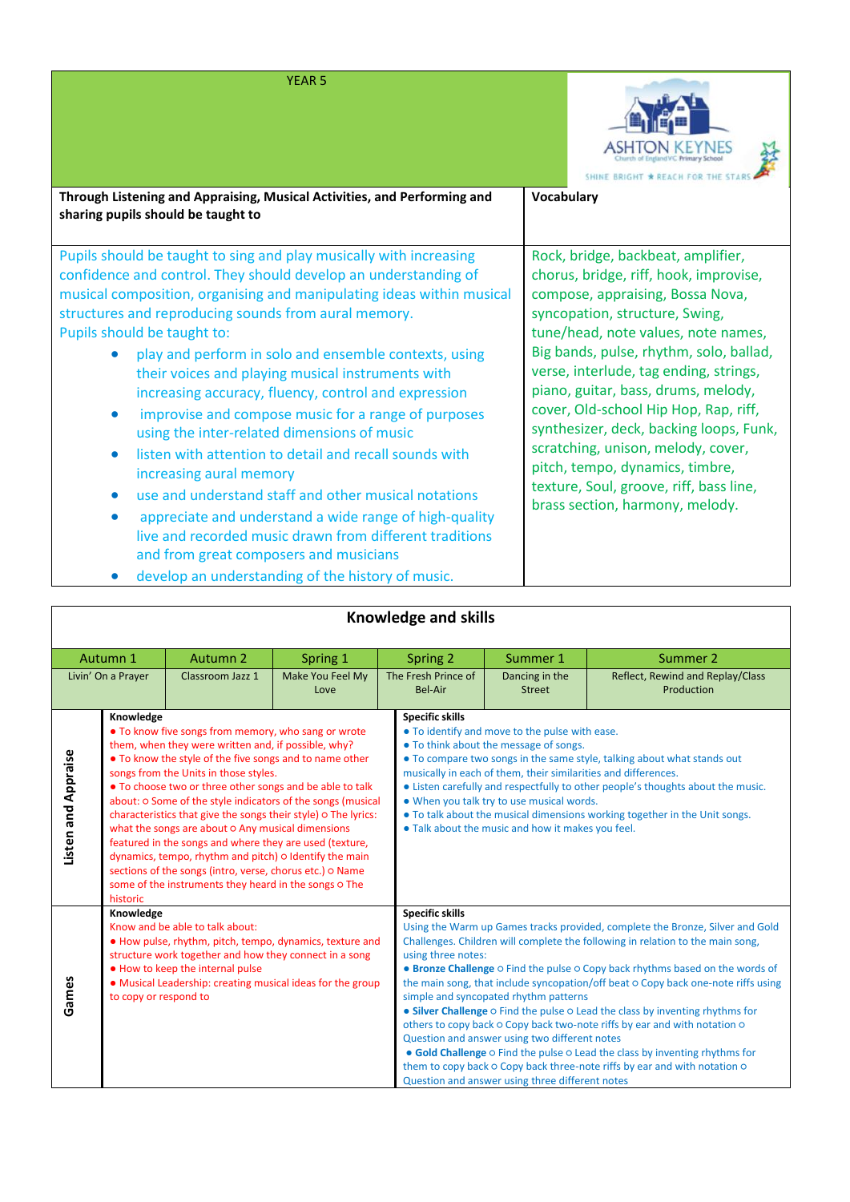# YEAR 5

ASHTON KEYNES Church of England VC Primary School

SHINE BRIGHT ★ REACH FOR THE STARS

| Through Listening and Appraising, Musical Activities, and Performing and sharing pupils should be taught to | Vocabulary |
|---|---|
| Pupils should be taught to sing and play musically with increasing confidence and control. They should develop an understanding of musical composition, organising and manipulating ideas within musical structures and reproducing sounds from aural memory.<br>Pupils should be taught to:<br>• play and perform in solo and ensemble contexts, using their voices and playing musical instruments with increasing accuracy, fluency, control and expression<br>• improvise and compose music for a range of purposes using the inter-related dimensions of music<br>• listen with attention to detail and recall sounds with increasing aural memory<br>• use and understand staff and other musical notations<br>• appreciate and understand a wide range of high-quality live and recorded music drawn from different traditions and from great composers and musicians<br>• develop an understanding of the history of music. | Rock, bridge, backbeat, amplifier, chorus, bridge, riff, hook, improvise, compose, appraising, Bossa Nova, syncopation, structure, Swing, tune/head, note values, note names, Big bands, pulse, rhythm, solo, ballad, verse, interlude, tag ending, strings, piano, guitar, bass, drums, melody, cover, Old-school Hip Hop, Rap, riff, synthesizer, deck, backing loops, Funk, scratching, unison, melody, cover, pitch, tempo, dynamics, timbre, texture, Soul, groove, riff, bass line, brass section, harmony, melody. |

## Knowledge and skills

| Autumn 1 | Autumn 2 | Spring 1 | Spring 2 | Summer 1 | Summer 2 |
|---|---|---|---|---|---|
| Livin' On a Prayer | Classroom Jazz 1 | Make You Feel My Love | The Fresh Prince of Bel-Air | Dancing in the Street | Reflect, Rewind and Replay/Class Production |

| | Knowledge | Specific skills |
|---|---|---|
| **Listen and Appraise** | • To know five songs from memory, who sang or wrote them, when they were written and, if possible, why?<br>• To know the style of the five songs and to name other songs from the Units in those styles.<br>• To choose two or three other songs and be able to talk about: ○ Some of the style indicators of the songs (musical characteristics that give the songs their style) ○ The lyrics: what the songs are about ○ Any musical dimensions featured in the songs and where they are used (texture, dynamics, tempo, rhythm and pitch) ○ Identify the main sections of the songs (intro, verse, chorus etc.) ○ Name some of the instruments they heard in the songs ○ The historic | • To identify and move to the pulse with ease.<br>• To think about the message of songs.<br>• To compare two songs in the same style, talking about what stands out musically in each of them, their similarities and differences.<br>• Listen carefully and respectfully to other people's thoughts about the music.<br>• When you talk try to use musical words.<br>• To talk about the musical dimensions working together in the Unit songs.<br>• Talk about the music and how it makes you feel. |
| **Games** | Know and be able to talk about:<br>• How pulse, rhythm, pitch, tempo, dynamics, texture and structure work together and how they connect in a song<br>• How to keep the internal pulse<br>• Musical Leadership: creating musical ideas for the group to copy or respond to | Using the Warm up Games tracks provided, complete the Bronze, Silver and Gold Challenges. Children will complete the following in relation to the main song, using three notes:<br>• **Bronze Challenge** ○ Find the pulse ○ Copy back rhythms based on the words of the main song, that include syncopation/off beat ○ Copy back one-note riffs using simple and syncopated rhythm patterns<br>• **Silver Challenge** ○ Find the pulse ○ Lead the class by inventing rhythms for others to copy back ○ Copy back two-note riffs by ear and with notation ○ Question and answer using two different notes<br>• **Gold Challenge** ○ Find the pulse ○ Lead the class by inventing rhythms for them to copy back ○ Copy back three-note riffs by ear and with notation ○ Question and answer using three different notes |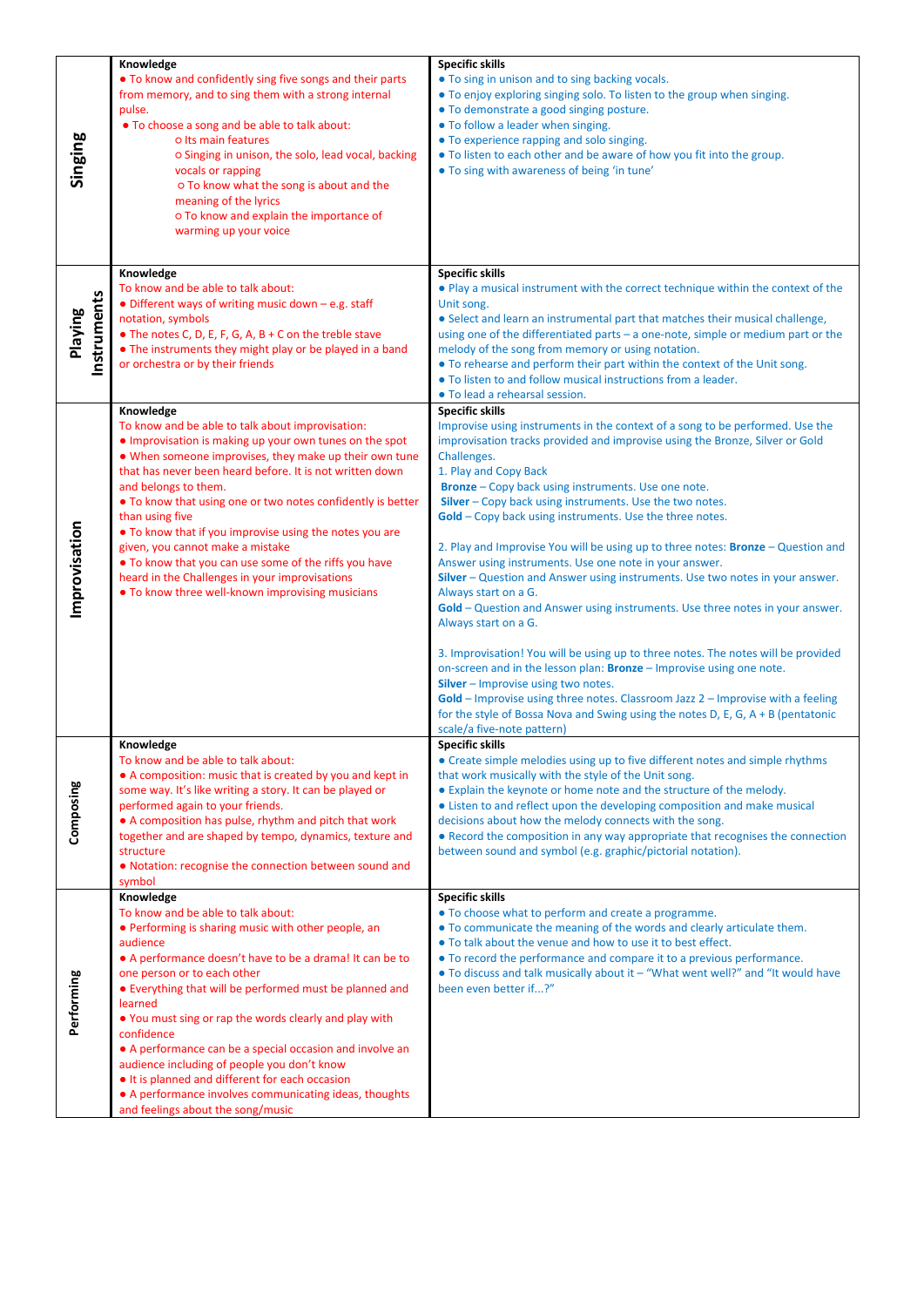| | | |
|---|---|---|
| **Singing** | **Knowledge**<br>● To know and confidently sing five songs and their parts from memory, and to sing them with a strong internal pulse.<br>● To choose a song and be able to talk about:<br>○ Its main features<br>○ Singing in unison, the solo, lead vocal, backing vocals or rapping<br>○ To know what the song is about and the meaning of the lyrics<br>○ To know and explain the importance of warming up your voice | **Specific skills**<br>● To sing in unison and to sing backing vocals.<br>● To enjoy exploring singing solo. To listen to the group when singing.<br>● To demonstrate a good singing posture.<br>● To follow a leader when singing.<br>● To experience rapping and solo singing.<br>● To listen to each other and be aware of how you fit into the group.<br>● To sing with awareness of being 'in tune' |
| **Playing Instruments** | **Knowledge**<br>To know and be able to talk about:<br>● Different ways of writing music down – e.g. staff notation, symbols<br>● The notes C, D, E, F, G, A, B + C on the treble stave<br>● The instruments they might play or be played in a band or orchestra or by their friends | **Specific skills**<br>● Play a musical instrument with the correct technique within the context of the Unit song.<br>● Select and learn an instrumental part that matches their musical challenge, using one of the differentiated parts – a one-note, simple or medium part or the melody of the song from memory or using notation.<br>● To rehearse and perform their part within the context of the Unit song.<br>● To listen to and follow musical instructions from a leader.<br>● To lead a rehearsal session. |
| **Improvisation** | **Knowledge**<br>To know and be able to talk about improvisation:<br>● Improvisation is making up your own tunes on the spot<br>● When someone improvises, they make up their own tune that has never been heard before. It is not written down and belongs to them.<br>● To know that using one or two notes confidently is better than using five<br>● To know that if you improvise using the notes you are given, you cannot make a mistake<br>● To know that you can use some of the riffs you have heard in the Challenges in your improvisations<br>● To know three well-known improvising musicians | **Specific skills**<br>Improvise using instruments in the context of a song to be performed. Use the improvisation tracks provided and improvise using the Bronze, Silver or Gold Challenges.<br>1. Play and Copy Back<br>**Bronze** – Copy back using instruments. Use one note.<br>**Silver** – Copy back using instruments. Use the two notes.<br>**Gold** – Copy back using instruments. Use the three notes.<br><br>2. Play and Improvise You will be using up to three notes: **Bronze** – Question and Answer using instruments. Use one note in your answer.<br>**Silver** – Question and Answer using instruments. Use two notes in your answer. Always start on a G.<br>**Gold** – Question and Answer using instruments. Use three notes in your answer. Always start on a G.<br><br>3. Improvisation! You will be using up to three notes. The notes will be provided on-screen and in the lesson plan: **Bronze** – Improvise using one note.<br>**Silver** – Improvise using two notes.<br>**Gold** – Improvise using three notes. Classroom Jazz 2 – Improvise with a feeling for the style of Bossa Nova and Swing using the notes D, E, G, A + B (pentatonic scale/a five-note pattern) |
| **Composing** | **Knowledge**<br>To know and be able to talk about:<br>● A composition: music that is created by you and kept in some way. It's like writing a story. It can be played or performed again to your friends.<br>● A composition has pulse, rhythm and pitch that work together and are shaped by tempo, dynamics, texture and structure<br>● Notation: recognise the connection between sound and symbol | **Specific skills**<br>● Create simple melodies using up to five different notes and simple rhythms that work musically with the style of the Unit song.<br>● Explain the keynote or home note and the structure of the melody.<br>● Listen to and reflect upon the developing composition and make musical decisions about how the melody connects with the song.<br>● Record the composition in any way appropriate that recognises the connection between sound and symbol (e.g. graphic/pictorial notation). |
| **Performing** | **Knowledge**<br>To know and be able to talk about:<br>● Performing is sharing music with other people, an audience<br>● A performance doesn't have to be a drama! It can be to one person or to each other<br>● Everything that will be performed must be planned and learned<br>● You must sing or rap the words clearly and play with confidence<br>● A performance can be a special occasion and involve an audience including of people you don't know<br>● It is planned and different for each occasion<br>● A performance involves communicating ideas, thoughts and feelings about the song/music | **Specific skills**<br>● To choose what to perform and create a programme.<br>● To communicate the meaning of the words and clearly articulate them.<br>● To talk about the venue and how to use it to best effect.<br>● To record the performance and compare it to a previous performance.<br>● To discuss and talk musically about it – "What went well?" and "It would have been even better if...?" |